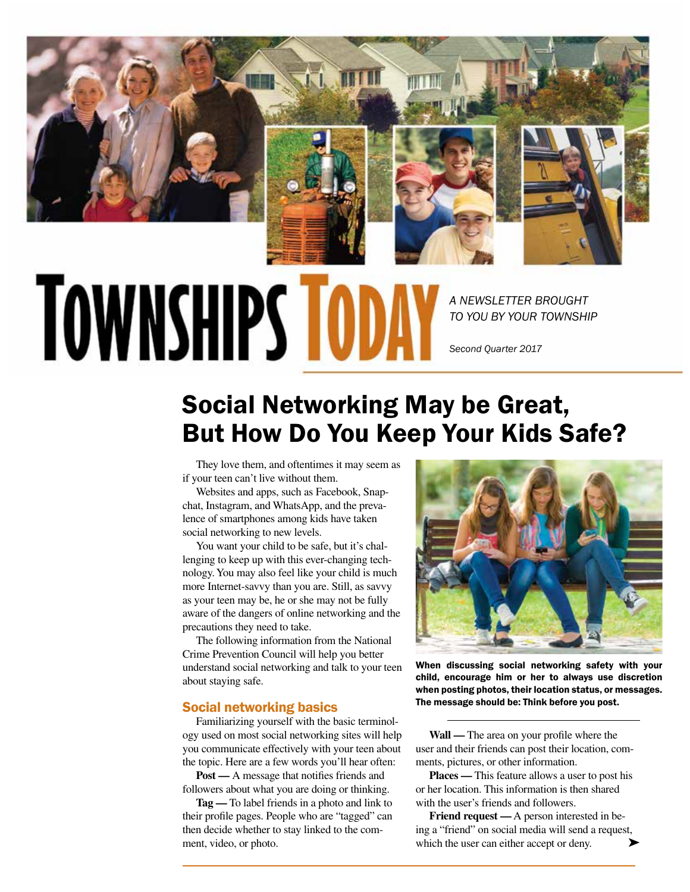# TOWNSHIPS TODAY

*A NEWSLETTER BROUGHT TO YOU BY YOUR TOWNSHIP*

*Second Quarter 2017*

## Social Networking May be Great, But How Do You Keep Your Kids Safe?

They love them, and oftentimes it may seem as if your teen can't live without them.

Websites and apps, such as Facebook, Snapchat, Instagram, and WhatsApp, and the prevalence of smartphones among kids have taken social networking to new levels.

You want your child to be safe, but it's challenging to keep up with this ever-changing technology. You may also feel like your child is much more Internet-savvy than you are. Still, as savvy as your teen may be, he or she may not be fully aware of the dangers of online networking and the precautions they need to take.

The following information from the National Crime Prevention Council will help you better understand social networking and talk to your teen about staying safe.

**When discussing social networking safety with your child, encourage him or her to always use discretion when posting photos, their location status, or messages. The message should be: Think before you post.**

### Social networking basics

Familiarizing yourself with the basic terminology used on most social networking sites will help you communicate effectively with your teen about the topic. Here are a few words you'll hear often:

**Post —** A message that notifies friends and followers about what you are doing or thinking.

**Tag —** To label friends in a photo and link to their profile pages. People who are "tagged" can then decide whether to stay linked to the comment, video, or photo.

**Wall —** The area on your profile where the user and their friends can post their location, comments, pictures, or other information.

**Places —** This feature allows a user to post his or her location. This information is then shared with the user's friends and followers.

**Friend request —** A person interested in being a "friend" on social media will send a request, which the user can either accept or deny. ➤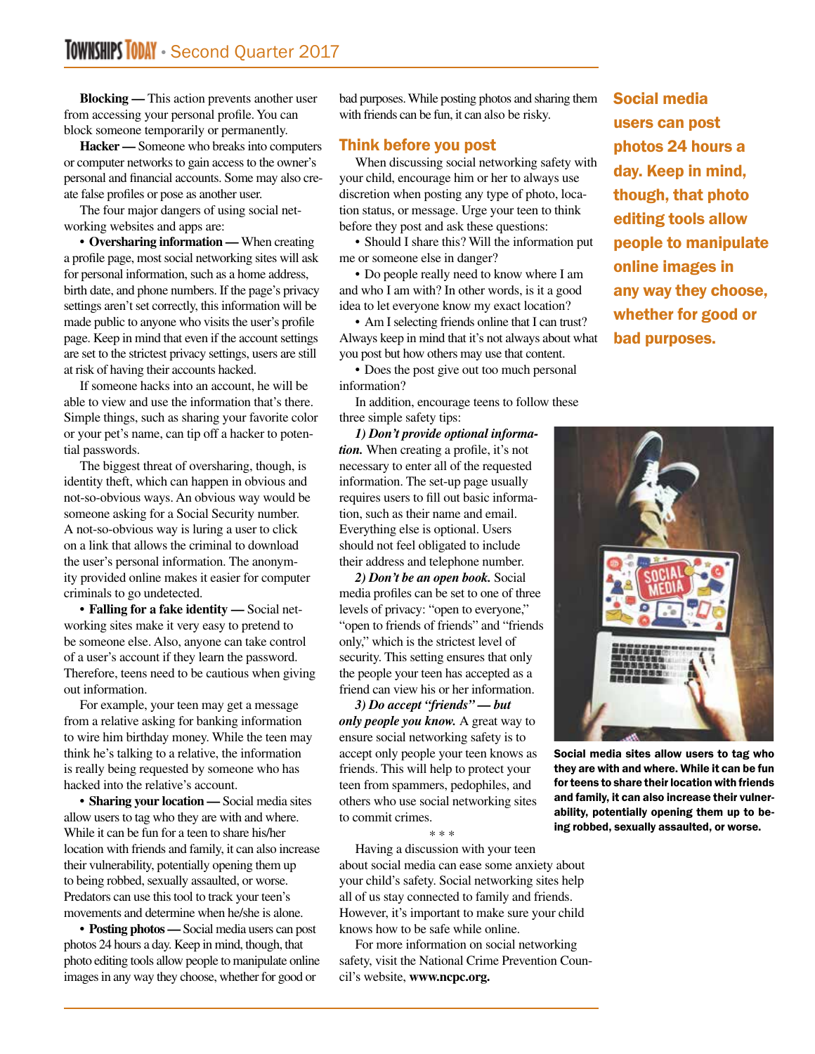**Blocking —** This action prevents another user from accessing your personal profile. You can block someone temporarily or permanently.

**Hacker —** Someone who breaks into computers or computer networks to gain access to the owner's personal and financial accounts. Some may also create false profiles or pose as another user.

The four major dangers of using social networking websites and apps are:

• **Oversharing information —** When creating a profile page, most social networking sites will ask for personal information, such as a home address, birth date, and phone numbers. If the page's privacy settings aren't set correctly, this information will be made public to anyone who visits the user's profile page. Keep in mind that even if the account settings are set to the strictest privacy settings, users are still at risk of having their accounts hacked.

If someone hacks into an account, he will be able to view and use the information that's there. Simple things, such as sharing your favorite color or your pet's name, can tip off a hacker to potential passwords.

The biggest threat of oversharing, though, is identity theft, which can happen in obvious and not-so-obvious ways. An obvious way would be someone asking for a Social Security number. A not-so-obvious way is luring a user to click on a link that allows the criminal to download the user's personal information. The anonymity provided online makes it easier for computer criminals to go undetected.

• **Falling for a fake identity —** Social networking sites make it very easy to pretend to be someone else. Also, anyone can take control of a user's account if they learn the password. Therefore, teens need to be cautious when giving out information.

For example, your teen may get a message from a relative asking for banking information to wire him birthday money. While the teen may think he's talking to a relative, the information is really being requested by someone who has hacked into the relative's account.

• **Sharing your location —** Social media sites allow users to tag who they are with and where. While it can be fun for a teen to share his/her location with friends and family, it can also increase their vulnerability, potentially opening them up to being robbed, sexually assaulted, or worse. Predators can use this tool to track your teen's movements and determine when he/she is alone.

• **Posting photos —** Social media users can post photos 24 hours a day. Keep in mind, though, that photo editing tools allow people to manipulate online images in any way they choose, whether for good or bad purposes. While posting photos and sharing them with friends can be fun, it can also be risky.

## Think before you post

When discussing social networking safety with your child, encourage him or her to always use discretion when posting any type of photo, location status, or message. Urge your teen to think before they post and ask these questions:

• Should I share this? Will the information put me or someone else in danger?

• Do people really need to know where I am and who I am with? In other words, is it a good idea to let everyone know my exact location?

• Am I selecting friends online that I can trust? Always keep in mind that it's not always about what you post but how others may use that content.

• Does the post give out too much personal information?

In addition, encourage teens to follow these three simple safety tips:

***1) Don't provide optional information.*** When creating a profile, it's not necessary to enter all of the requested information. The set-up page usually requires users to fill out basic information, such as their name and email. Everything else is optional. Users should not feel obligated to include their address and telephone number.

***2) Don't be an open book.*** Social media profiles can be set to one of three levels of privacy: "open to everyone," "open to friends of friends" and "friends only," which is the strictest level of security. This setting ensures that only the people your teen has accepted as a friend can view his or her information.

***3) Do accept "friends" — but only people you know.*** A great way to ensure social networking safety is to accept only people your teen knows as friends. This will help to protect your teen from spammers, pedophiles, and others who use social networking sites to commit crimes.

\* \* \*

Having a discussion with your teen about social media can ease some anxiety about your child's safety. Social networking sites help all of us stay connected to family and friends. However, it's important to make sure your child knows how to be safe while online.

For more information on social networking safety, visit the National Crime Prevention Council's website, **www.ncpc.org.**

**Social media users can post photos 24 hours a day. Keep in mind, though, that photo editing tools allow people to manipulate online images in any way they choose, whether for good or bad purposes.**

**Social media sites allow users to tag who they are with and where. While it can be fun for teens to share their location with friends and family, it can also increase their vulnerability, potentially opening them up to being robbed, sexually assaulted, or worse.**